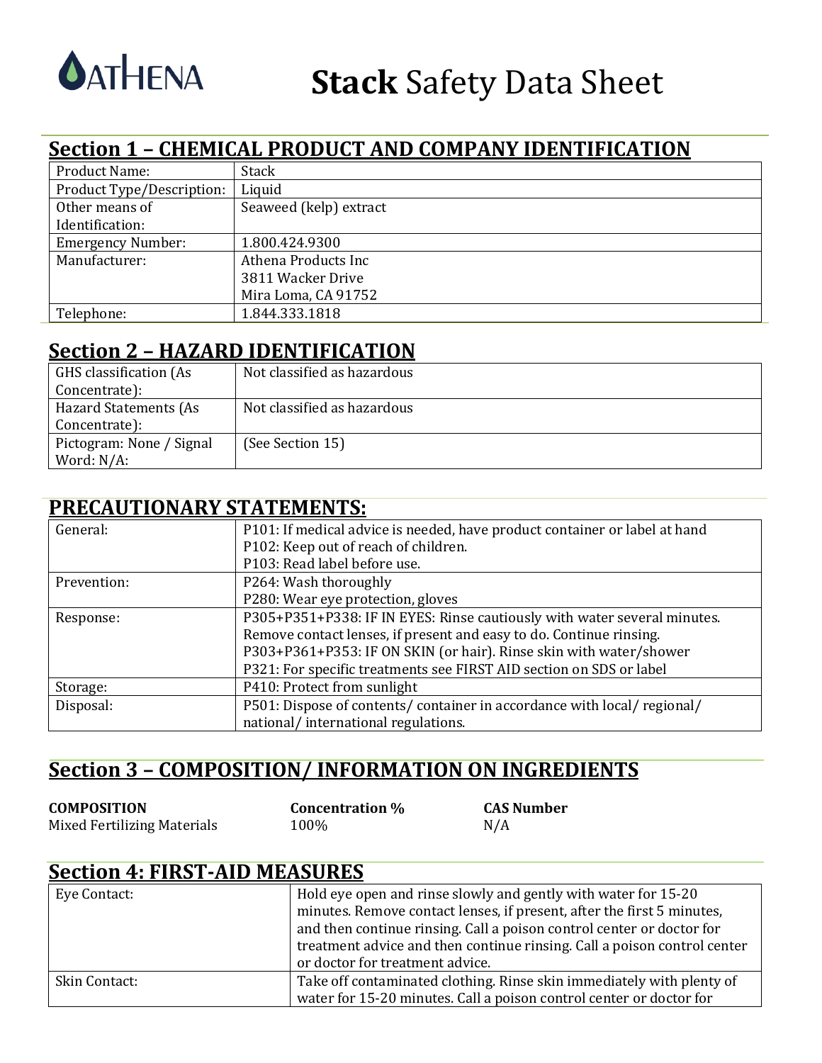ATHENA

# **Stack** Safety Data Sheet

## Section 1 – CHEMICAL PRODUCT AND COMPANY IDENTIFICATION

| | |
|---|---|
| Product Name: | Stack |
| Product Type/Description: | Liquid |
| Other means of Identification: | Seaweed (kelp) extract |
| Emergency Number: | 1.800.424.9300 |
| Manufacturer: | Athena Products Inc<br>3811 Wacker Drive<br>Mira Loma, CA 91752 |
| Telephone: | 1.844.333.1818 |

## Section 2 – HAZARD IDENTIFICATION

| | |
|---|---|
| GHS classification (As Concentrate): | Not classified as hazardous |
| Hazard Statements (As Concentrate): | Not classified as hazardous |
| Pictogram: None / Signal Word: N/A: | (See Section 15) |

## PRECAUTIONARY STATEMENTS:

| | |
|---|---|
| General: | P101: If medical advice is needed, have product container or label at hand<br>P102: Keep out of reach of children.<br>P103: Read label before use. |
| Prevention: | P264: Wash thoroughly<br>P280: Wear eye protection, gloves |
| Response: | P305+P351+P338: IF IN EYES: Rinse cautiously with water several minutes. Remove contact lenses, if present and easy to do. Continue rinsing.<br>P303+P361+P353: IF ON SKIN (or hair). Rinse skin with water/shower<br>P321: For specific treatments see FIRST AID section on SDS or label |
| Storage: | P410: Protect from sunlight |
| Disposal: | P501: Dispose of contents/ container in accordance with local/ regional/ national/ international regulations. |

## Section 3 – COMPOSITION/ INFORMATION ON INGREDIENTS

| **COMPOSITION** | **Concentration %** | **CAS Number** |
|---|---|---|
| Mixed Fertilizing Materials | 100% | N/A |

## Section 4: FIRST-AID MEASURES

| | |
|---|---|
| Eye Contact: | Hold eye open and rinse slowly and gently with water for 15-20 minutes. Remove contact lenses, if present, after the first 5 minutes, and then continue rinsing. Call a poison control center or doctor for treatment advice and then continue rinsing. Call a poison control center or doctor for treatment advice. |
| Skin Contact: | Take off contaminated clothing. Rinse skin immediately with plenty of water for 15-20 minutes. Call a poison control center or doctor for |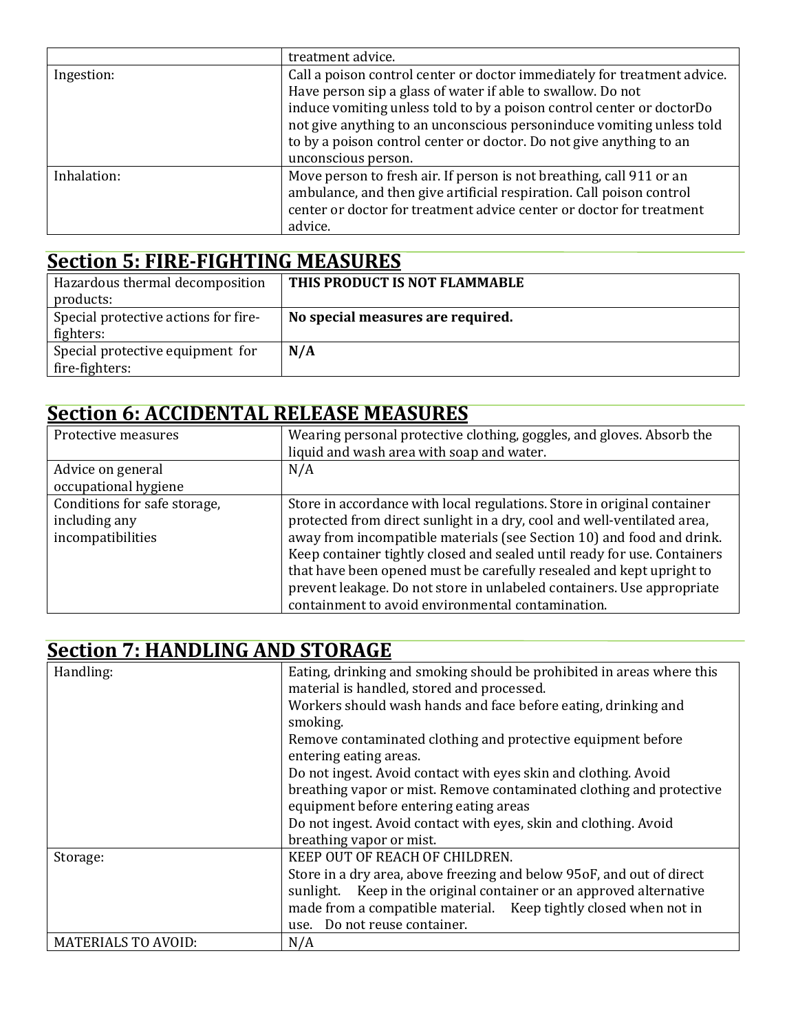| | |
|---|---|
| | treatment advice. |
| Ingestion: | Call a poison control center or doctor immediately for treatment advice. Have person sip a glass of water if able to swallow. Do not induce vomiting unless told to by a poison control center or doctorDo not give anything to an unconscious personinduce vomiting unless told to by a poison control center or doctor. Do not give anything to an unconscious person. |
| Inhalation: | Move person to fresh air. If person is not breathing, call 911 or an ambulance, and then give artificial respiration. Call poison control center or doctor for treatment advice center or doctor for treatment advice. |

## Section 5: FIRE-FIGHTING MEASURES

| | |
|---|---|
| Hazardous thermal decomposition products: | **THIS PRODUCT IS NOT FLAMMABLE** |
| Special protective actions for fire-fighters: | **No special measures are required.** |
| Special protective equipment for fire-fighters: | **N/A** |

## Section 6: ACCIDENTAL RELEASE MEASURES

| | |
|---|---|
| Protective measures | Wearing personal protective clothing, goggles, and gloves. Absorb the liquid and wash area with soap and water. |
| Advice on general occupational hygiene | N/A |
| Conditions for safe storage, including any incompatibilities | Store in accordance with local regulations. Store in original container protected from direct sunlight in a dry, cool and well-ventilated area, away from incompatible materials (see Section 10) and food and drink. Keep container tightly closed and sealed until ready for use. Containers that have been opened must be carefully resealed and kept upright to prevent leakage. Do not store in unlabeled containers. Use appropriate containment to avoid environmental contamination. |

## Section 7: HANDLING AND STORAGE

| | |
|---|---|
| Handling: | Eating, drinking and smoking should be prohibited in areas where this material is handled, stored and processed.<br>Workers should wash hands and face before eating, drinking and smoking.<br>Remove contaminated clothing and protective equipment before entering eating areas.<br>Do not ingest. Avoid contact with eyes skin and clothing. Avoid breathing vapor or mist. Remove contaminated clothing and protective equipment before entering eating areas<br>Do not ingest. Avoid contact with eyes, skin and clothing. Avoid breathing vapor or mist. |
| Storage: | KEEP OUT OF REACH OF CHILDREN.<br>Store in a dry area, above freezing and below 95oF, and out of direct sunlight. Keep in the original container or an approved alternative made from a compatible material. Keep tightly closed when not in use. Do not reuse container. |
| MATERIALS TO AVOID: | N/A |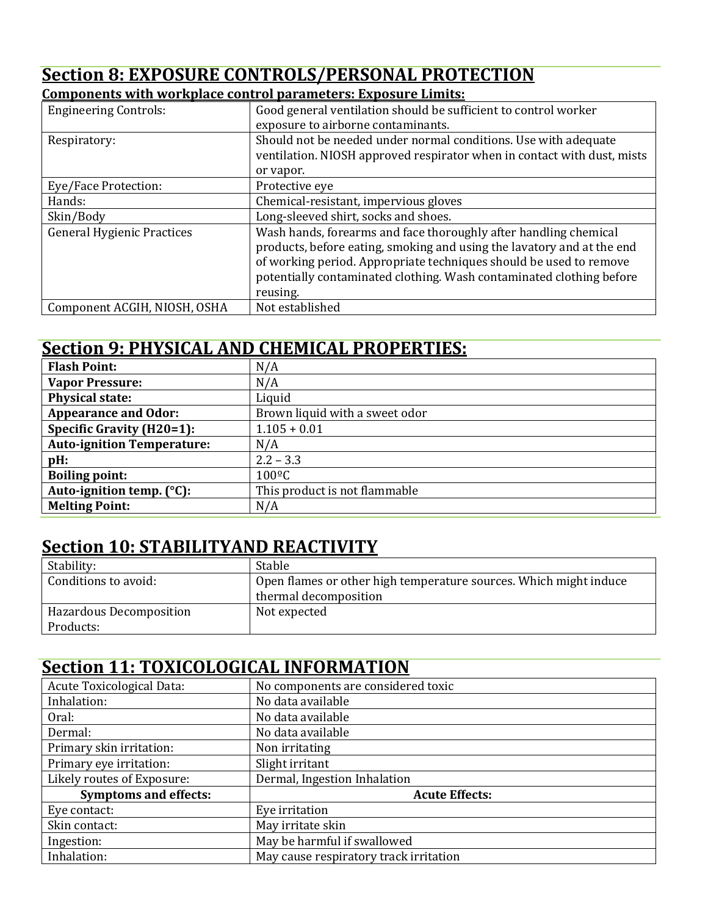## Section 8: EXPOSURE CONTROLS/PERSONAL PROTECTION

**Components with workplace control parameters: Exposure Limits:**

| | |
|---|---|
| Engineering Controls: | Good general ventilation should be sufficient to control worker exposure to airborne contaminants. |
| Respiratory: | Should not be needed under normal conditions. Use with adequate ventilation. NIOSH approved respirator when in contact with dust, mists or vapor. |
| Eye/Face Protection: | Protective eye |
| Hands: | Chemical-resistant, impervious gloves |
| Skin/Body | Long-sleeved shirt, socks and shoes. |
| General Hygienic Practices | Wash hands, forearms and face thoroughly after handling chemical products, before eating, smoking and using the lavatory and at the end of working period. Appropriate techniques should be used to remove potentially contaminated clothing. Wash contaminated clothing before reusing. |
| Component ACGIH, NIOSH, OSHA | Not established |

## Section 9: PHYSICAL AND CHEMICAL PROPERTIES:

| | |
|---|---|
| **Flash Point:** | N/A |
| **Vapor Pressure:** | N/A |
| **Physical state:** | Liquid |
| **Appearance and Odor:** | Brown liquid with a sweet odor |
| **Specific Gravity (H20=1):** | 1.105 + 0.01 |
| **Auto-ignition Temperature:** | N/A |
| **pH:** | 2.2 – 3.3 |
| **Boiling point:** | 100ºC |
| **Auto-ignition temp. (°C):** | This product is not flammable |
| **Melting Point:** | N/A |

## Section 10: STABILITYAND REACTIVITY

| | |
|---|---|
| Stability: | Stable |
| Conditions to avoid: | Open flames or other high temperature sources. Which might induce thermal decomposition |
| Hazardous Decomposition Products: | Not expected |

## Section 11: TOXICOLOGICAL INFORMATION

| | |
|---|---|
| Acute Toxicological Data: | No components are considered toxic |
| Inhalation: | No data available |
| Oral: | No data available |
| Dermal: | No data available |
| Primary skin irritation: | Non irritating |
| Primary eye irritation: | Slight irritant |
| Likely routes of Exposure: | Dermal, Ingestion Inhalation |
| **Symptoms and effects:** | **Acute Effects:** |
| Eye contact: | Eye irritation |
| Skin contact: | May irritate skin |
| Ingestion: | May be harmful if swallowed |
| Inhalation: | May cause respiratory track irritation |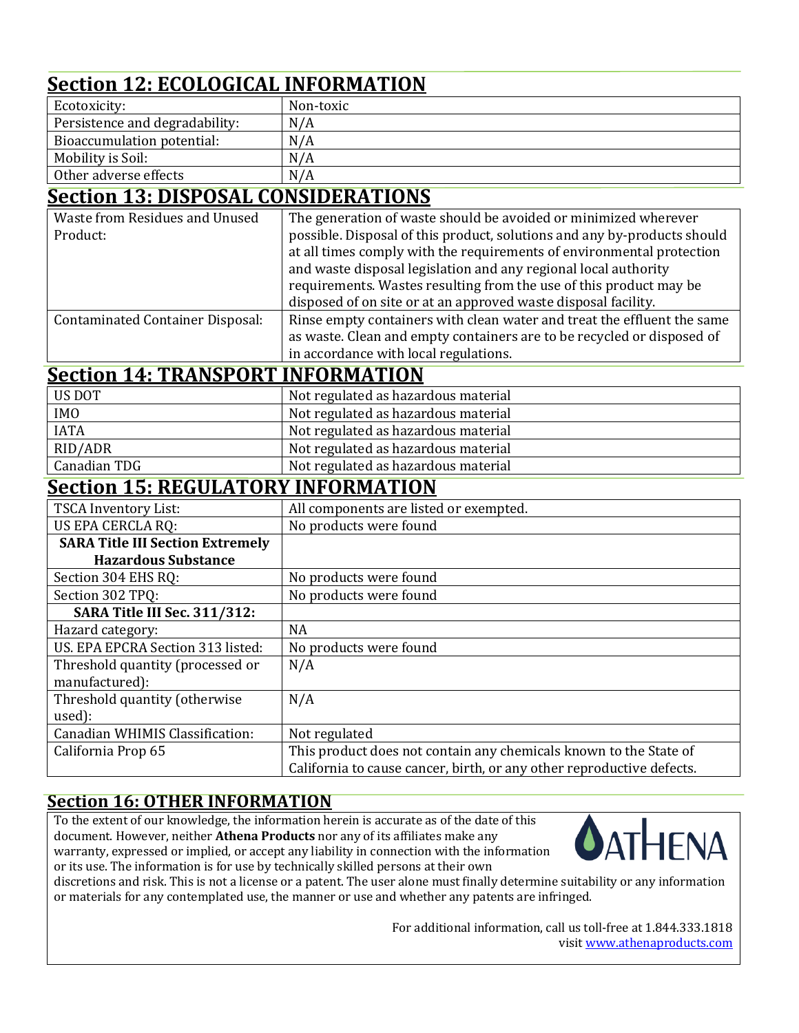## Section 12: ECOLOGICAL INFORMATION

| | |
|---|---|
| Ecotoxicity: | Non-toxic |
| Persistence and degradability: | N/A |
| Bioaccumulation potential: | N/A |
| Mobility is Soil: | N/A |
| Other adverse effects | N/A |

## Section 13: DISPOSAL CONSIDERATIONS

| | |
|---|---|
| Waste from Residues and Unused Product: | The generation of waste should be avoided or minimized wherever possible. Disposal of this product, solutions and any by-products should at all times comply with the requirements of environmental protection and waste disposal legislation and any regional local authority requirements. Wastes resulting from the use of this product may be disposed of on site or at an approved waste disposal facility. |
| Contaminated Container Disposal: | Rinse empty containers with clean water and treat the effluent the same as waste. Clean and empty containers are to be recycled or disposed of in accordance with local regulations. |

## Section 14: TRANSPORT INFORMATION

| | |
|---|---|
| US DOT | Not regulated as hazardous material |
| IMO | Not regulated as hazardous material |
| IATA | Not regulated as hazardous material |
| RID/ADR | Not regulated as hazardous material |
| Canadian TDG | Not regulated as hazardous material |

## Section 15: REGULATORY INFORMATION

| | |
|---|---|
| TSCA Inventory List: | All components are listed or exempted. |
| US EPA CERCLA RQ: | No products were found |
| **SARA Title III Section Extremely Hazardous Substance** | |
| Section 304 EHS RQ: | No products were found |
| Section 302 TPQ: | No products were found |
| **SARA Title III Sec. 311/312:** | |
| Hazard category: | NA |
| US. EPA EPCRA Section 313 listed: | No products were found |
| Threshold quantity (processed or manufactured): | N/A |
| Threshold quantity (otherwise used): | N/A |
| Canadian WHIMIS Classification: | Not regulated |
| California Prop 65 | This product does not contain any chemicals known to the State of California to cause cancer, birth, or any other reproductive defects. |

## Section 16: OTHER INFORMATION

To the extent of our knowledge, the information herein is accurate as of the date of this document. However, neither **Athena Products** nor any of its affiliates make any warranty, expressed or implied, or accept any liability in connection with the information or its use. The information is for use by technically skilled persons at their own discretions and risk. This is not a license or a patent. The user alone must finally determine suitability or any information or materials for any contemplated use, the manner or use and whether any patents are infringed.

ATHENA

For additional information, call us toll-free at 1.844.333.1818
visit www.athenaproducts.com